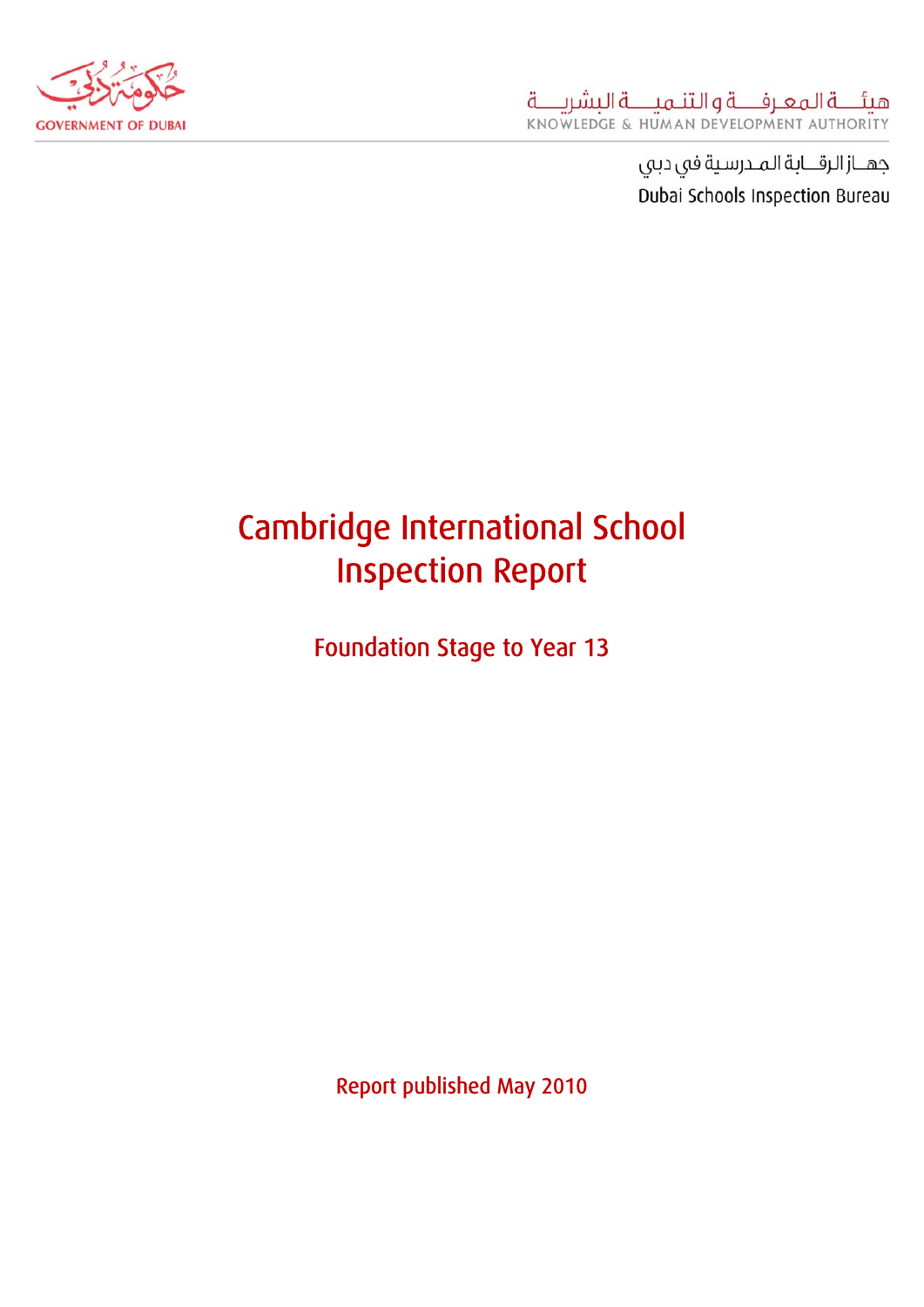GOVERNMENT OF DUBAI

هيئــة المعـرفــة والتنـميــة البشريــة
KNOWLEDGE & HUMAN DEVELOPMENT AUTHORITY

جهــاز الرقــابة المـدرسية في دبي
Dubai Schools Inspection Bureau

# Cambridge International School Inspection Report

## Foundation Stage to Year 13

Report published May 2010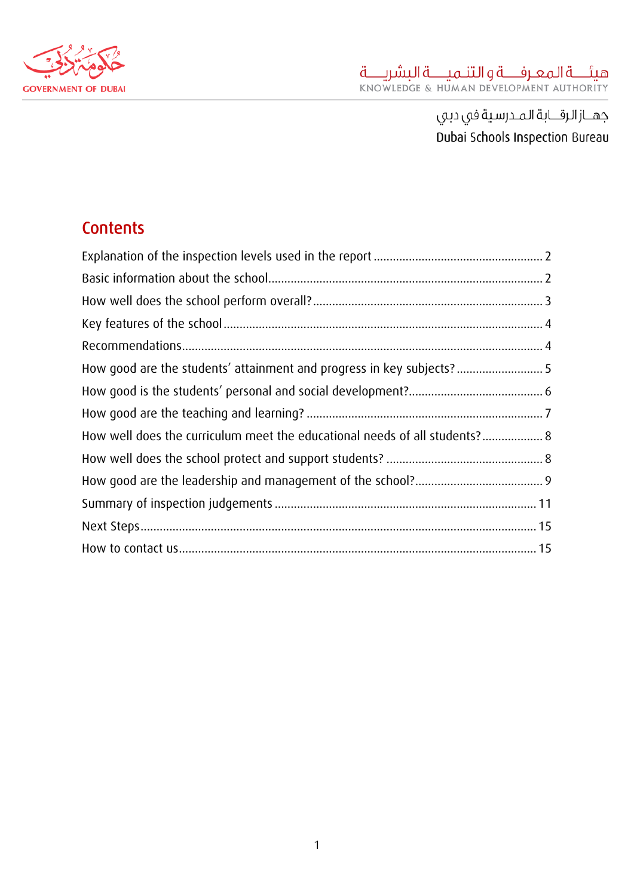جهاز الرقابة المدرسية في دبي
Dubai Schools Inspection Bureau

## Contents

Explanation of the inspection levels used in the report ........ 2
Basic information about the school ........ 2
How well does the school perform overall? ........ 3
Key features of the school ........ 4
Recommendations ........ 4
How good are the students' attainment and progress in key subjects? ........ 5
How good is the students' personal and social development? ........ 6
How good are the teaching and learning? ........ 7
How well does the curriculum meet the educational needs of all students? ........ 8
How well does the school protect and support students? ........ 8
How good are the leadership and management of the school? ........ 9
Summary of inspection judgements ........ 11
Next Steps ........ 15
How to contact us ........ 15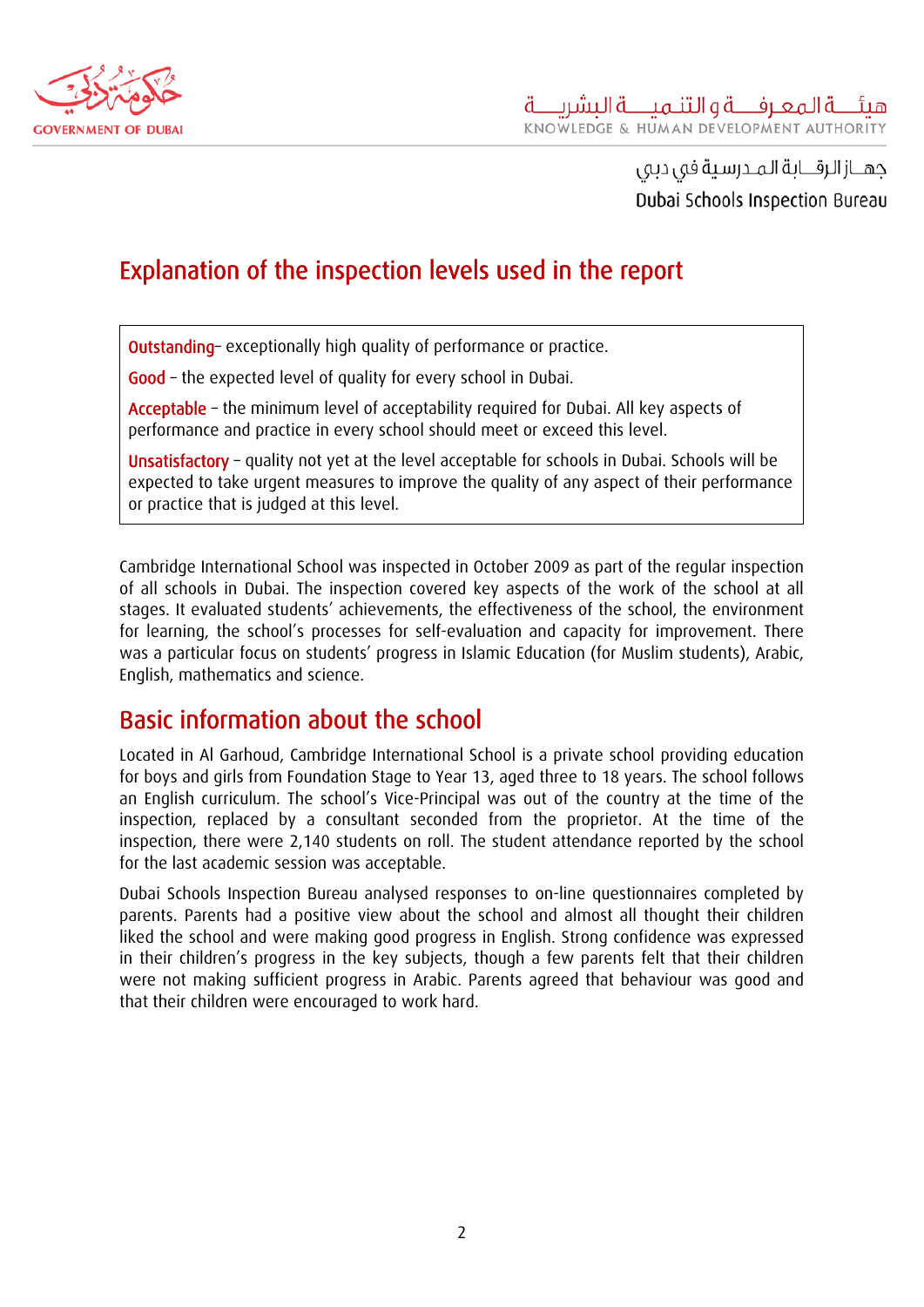## Explanation of the inspection levels used in the report

**Outstanding**– exceptionally high quality of performance or practice.

**Good** – the expected level of quality for every school in Dubai.

**Acceptable** – the minimum level of acceptability required for Dubai. All key aspects of performance and practice in every school should meet or exceed this level.

**Unsatisfactory** – quality not yet at the level acceptable for schools in Dubai. Schools will be expected to take urgent measures to improve the quality of any aspect of their performance or practice that is judged at this level.

Cambridge International School was inspected in October 2009 as part of the regular inspection of all schools in Dubai. The inspection covered key aspects of the work of the school at all stages. It evaluated students' achievements, the effectiveness of the school, the environment for learning, the school's processes for self-evaluation and capacity for improvement. There was a particular focus on students' progress in Islamic Education (for Muslim students), Arabic, English, mathematics and science.

## Basic information about the school

Located in Al Garhoud, Cambridge International School is a private school providing education for boys and girls from Foundation Stage to Year 13, aged three to 18 years. The school follows an English curriculum. The school's Vice-Principal was out of the country at the time of the inspection, replaced by a consultant seconded from the proprietor. At the time of the inspection, there were 2,140 students on roll. The student attendance reported by the school for the last academic session was acceptable.

Dubai Schools Inspection Bureau analysed responses to on-line questionnaires completed by parents. Parents had a positive view about the school and almost all thought their children liked the school and were making good progress in English. Strong confidence was expressed in their children's progress in the key subjects, though a few parents felt that their children were not making sufficient progress in Arabic. Parents agreed that behaviour was good and that their children were encouraged to work hard.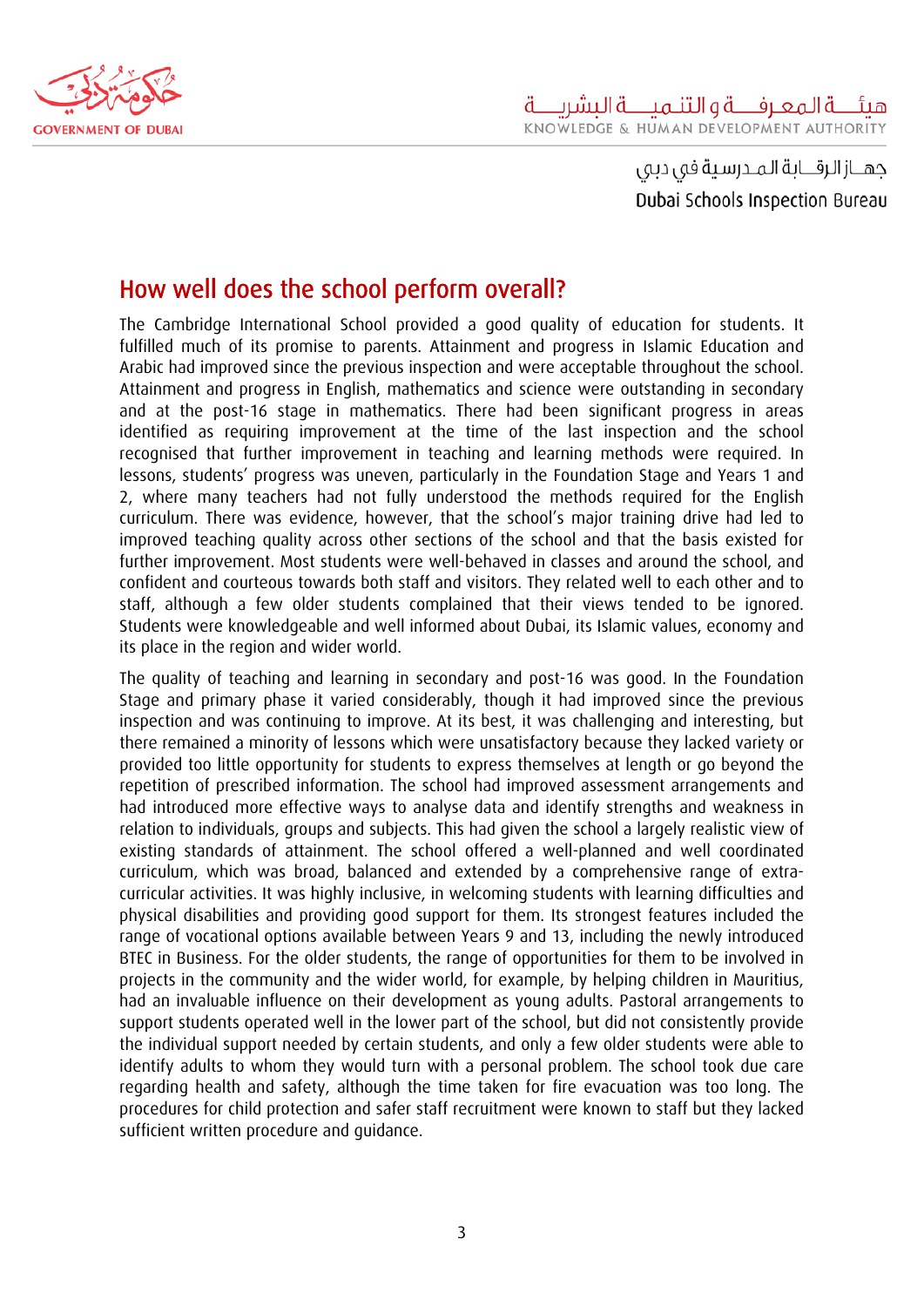## How well does the school perform overall?

The Cambridge International School provided a good quality of education for students. It fulfilled much of its promise to parents. Attainment and progress in Islamic Education and Arabic had improved since the previous inspection and were acceptable throughout the school. Attainment and progress in English, mathematics and science were outstanding in secondary and at the post-16 stage in mathematics. There had been significant progress in areas identified as requiring improvement at the time of the last inspection and the school recognised that further improvement in teaching and learning methods were required. In lessons, students' progress was uneven, particularly in the Foundation Stage and Years 1 and 2, where many teachers had not fully understood the methods required for the English curriculum. There was evidence, however, that the school's major training drive had led to improved teaching quality across other sections of the school and that the basis existed for further improvement. Most students were well-behaved in classes and around the school, and confident and courteous towards both staff and visitors. They related well to each other and to staff, although a few older students complained that their views tended to be ignored. Students were knowledgeable and well informed about Dubai, its Islamic values, economy and its place in the region and wider world.

The quality of teaching and learning in secondary and post-16 was good. In the Foundation Stage and primary phase it varied considerably, though it had improved since the previous inspection and was continuing to improve. At its best, it was challenging and interesting, but there remained a minority of lessons which were unsatisfactory because they lacked variety or provided too little opportunity for students to express themselves at length or go beyond the repetition of prescribed information. The school had improved assessment arrangements and had introduced more effective ways to analyse data and identify strengths and weakness in relation to individuals, groups and subjects. This had given the school a largely realistic view of existing standards of attainment. The school offered a well-planned and well coordinated curriculum, which was broad, balanced and extended by a comprehensive range of extra-curricular activities. It was highly inclusive, in welcoming students with learning difficulties and physical disabilities and providing good support for them. Its strongest features included the range of vocational options available between Years 9 and 13, including the newly introduced BTEC in Business. For the older students, the range of opportunities for them to be involved in projects in the community and the wider world, for example, by helping children in Mauritius, had an invaluable influence on their development as young adults. Pastoral arrangements to support students operated well in the lower part of the school, but did not consistently provide the individual support needed by certain students, and only a few older students were able to identify adults to whom they would turn with a personal problem. The school took due care regarding health and safety, although the time taken for fire evacuation was too long. The procedures for child protection and safer staff recruitment were known to staff but they lacked sufficient written procedure and guidance.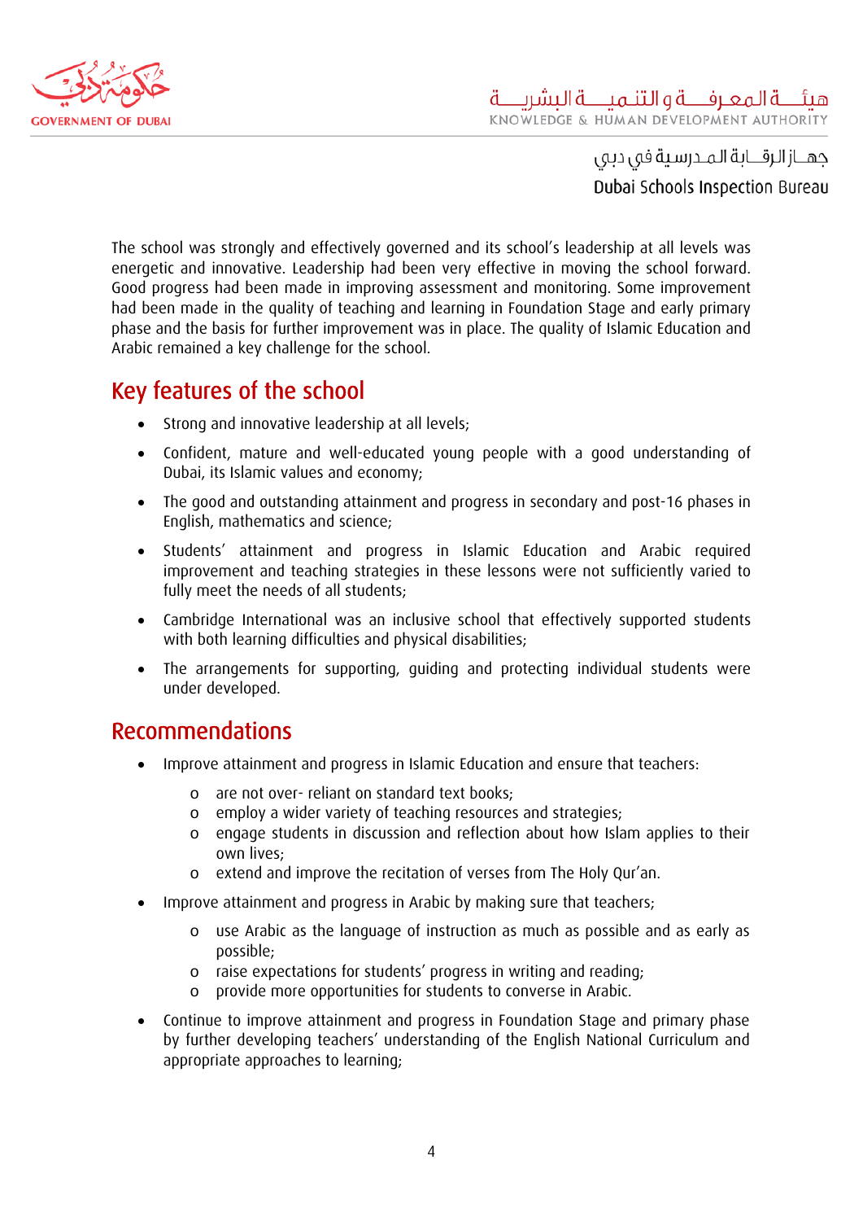The school was strongly and effectively governed and its school's leadership at all levels was energetic and innovative. Leadership had been very effective in moving the school forward. Good progress had been made in improving assessment and monitoring. Some improvement had been made in the quality of teaching and learning in Foundation Stage and early primary phase and the basis for further improvement was in place. The quality of Islamic Education and Arabic remained a key challenge for the school.

## Key features of the school

- Strong and innovative leadership at all levels;
- Confident, mature and well-educated young people with a good understanding of Dubai, its Islamic values and economy;
- The good and outstanding attainment and progress in secondary and post-16 phases in English, mathematics and science;
- Students' attainment and progress in Islamic Education and Arabic required improvement and teaching strategies in these lessons were not sufficiently varied to fully meet the needs of all students;
- Cambridge International was an inclusive school that effectively supported students with both learning difficulties and physical disabilities;
- The arrangements for supporting, guiding and protecting individual students were under developed.

## Recommendations

- Improve attainment and progress in Islamic Education and ensure that teachers:
  - are not over- reliant on standard text books;
  - employ a wider variety of teaching resources and strategies;
  - engage students in discussion and reflection about how Islam applies to their own lives;
  - extend and improve the recitation of verses from The Holy Qur'an.
- Improve attainment and progress in Arabic by making sure that teachers;
  - use Arabic as the language of instruction as much as possible and as early as possible;
  - raise expectations for students' progress in writing and reading;
  - provide more opportunities for students to converse in Arabic.
- Continue to improve attainment and progress in Foundation Stage and primary phase by further developing teachers' understanding of the English National Curriculum and appropriate approaches to learning;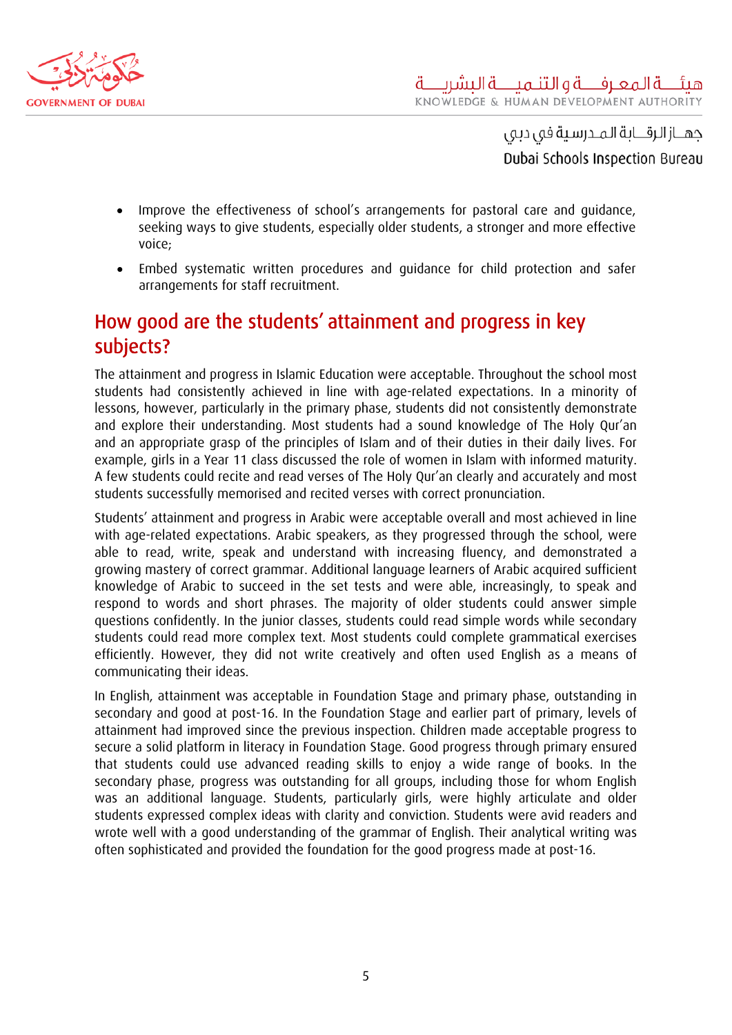- Improve the effectiveness of school's arrangements for pastoral care and guidance, seeking ways to give students, especially older students, a stronger and more effective voice;
- Embed systematic written procedures and guidance for child protection and safer arrangements for staff recruitment.

## How good are the students' attainment and progress in key subjects?

The attainment and progress in Islamic Education were acceptable. Throughout the school most students had consistently achieved in line with age-related expectations. In a minority of lessons, however, particularly in the primary phase, students did not consistently demonstrate and explore their understanding. Most students had a sound knowledge of The Holy Qur'an and an appropriate grasp of the principles of Islam and of their duties in their daily lives. For example, girls in a Year 11 class discussed the role of women in Islam with informed maturity. A few students could recite and read verses of The Holy Qur'an clearly and accurately and most students successfully memorised and recited verses with correct pronunciation.

Students' attainment and progress in Arabic were acceptable overall and most achieved in line with age-related expectations. Arabic speakers, as they progressed through the school, were able to read, write, speak and understand with increasing fluency, and demonstrated a growing mastery of correct grammar. Additional language learners of Arabic acquired sufficient knowledge of Arabic to succeed in the set tests and were able, increasingly, to speak and respond to words and short phrases. The majority of older students could answer simple questions confidently. In the junior classes, students could read simple words while secondary students could read more complex text. Most students could complete grammatical exercises efficiently. However, they did not write creatively and often used English as a means of communicating their ideas.

In English, attainment was acceptable in Foundation Stage and primary phase, outstanding in secondary and good at post-16. In the Foundation Stage and earlier part of primary, levels of attainment had improved since the previous inspection. Children made acceptable progress to secure a solid platform in literacy in Foundation Stage. Good progress through primary ensured that students could use advanced reading skills to enjoy a wide range of books. In the secondary phase, progress was outstanding for all groups, including those for whom English was an additional language. Students, particularly girls, were highly articulate and older students expressed complex ideas with clarity and conviction. Students were avid readers and wrote well with a good understanding of the grammar of English. Their analytical writing was often sophisticated and provided the foundation for the good progress made at post-16.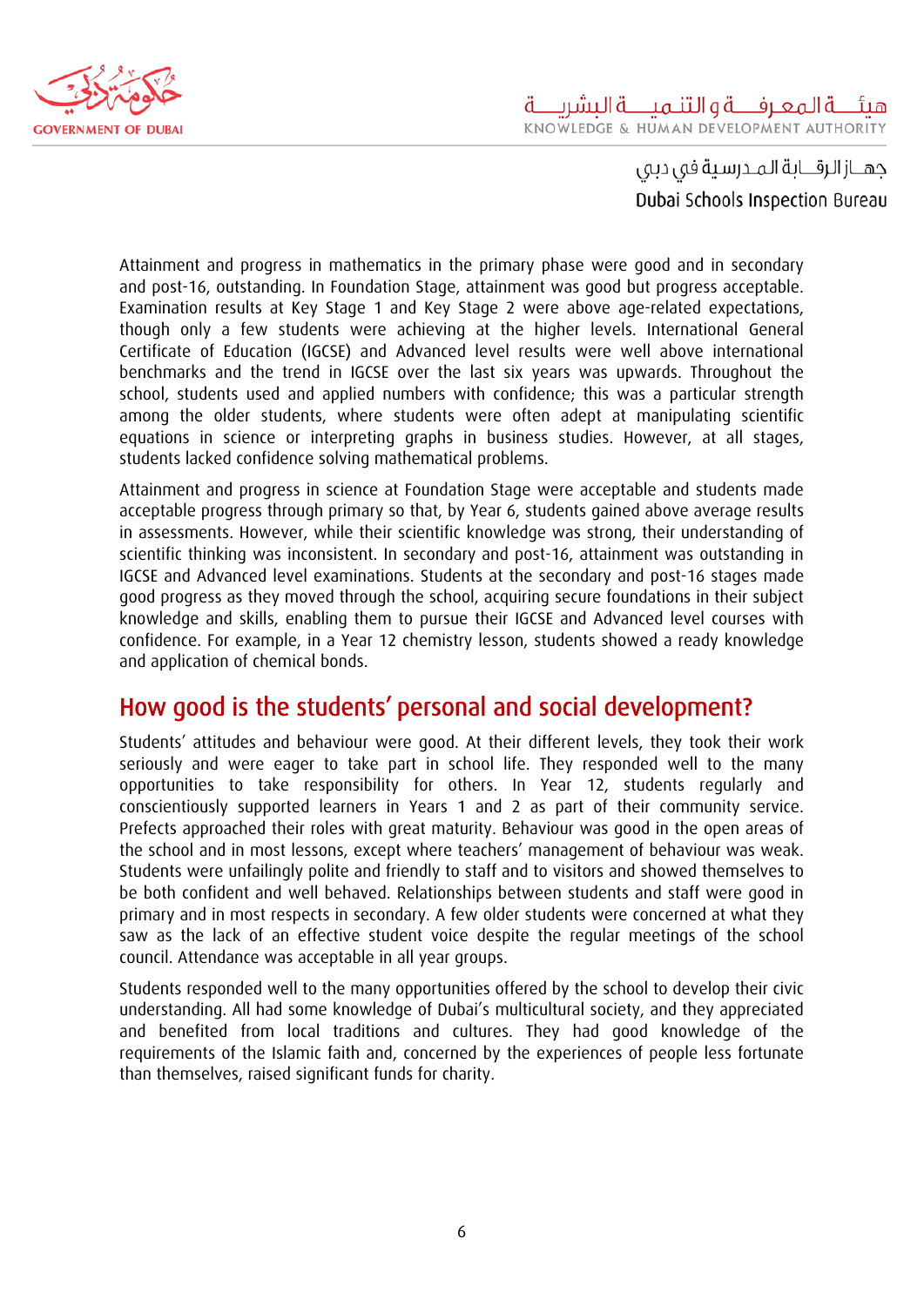Attainment and progress in mathematics in the primary phase were good and in secondary and post-16, outstanding. In Foundation Stage, attainment was good but progress acceptable. Examination results at Key Stage 1 and Key Stage 2 were above age-related expectations, though only a few students were achieving at the higher levels. International General Certificate of Education (IGCSE) and Advanced level results were well above international benchmarks and the trend in IGCSE over the last six years was upwards. Throughout the school, students used and applied numbers with confidence; this was a particular strength among the older students, where students were often adept at manipulating scientific equations in science or interpreting graphs in business studies. However, at all stages, students lacked confidence solving mathematical problems.

Attainment and progress in science at Foundation Stage were acceptable and students made acceptable progress through primary so that, by Year 6, students gained above average results in assessments. However, while their scientific knowledge was strong, their understanding of scientific thinking was inconsistent. In secondary and post-16, attainment was outstanding in IGCSE and Advanced level examinations. Students at the secondary and post-16 stages made good progress as they moved through the school, acquiring secure foundations in their subject knowledge and skills, enabling them to pursue their IGCSE and Advanced level courses with confidence. For example, in a Year 12 chemistry lesson, students showed a ready knowledge and application of chemical bonds.

## How good is the students' personal and social development?

Students' attitudes and behaviour were good. At their different levels, they took their work seriously and were eager to take part in school life. They responded well to the many opportunities to take responsibility for others. In Year 12, students regularly and conscientiously supported learners in Years 1 and 2 as part of their community service. Prefects approached their roles with great maturity. Behaviour was good in the open areas of the school and in most lessons, except where teachers' management of behaviour was weak. Students were unfailingly polite and friendly to staff and to visitors and showed themselves to be both confident and well behaved. Relationships between students and staff were good in primary and in most respects in secondary. A few older students were concerned at what they saw as the lack of an effective student voice despite the regular meetings of the school council. Attendance was acceptable in all year groups.

Students responded well to the many opportunities offered by the school to develop their civic understanding. All had some knowledge of Dubai's multicultural society, and they appreciated and benefited from local traditions and cultures. They had good knowledge of the requirements of the Islamic faith and, concerned by the experiences of people less fortunate than themselves, raised significant funds for charity.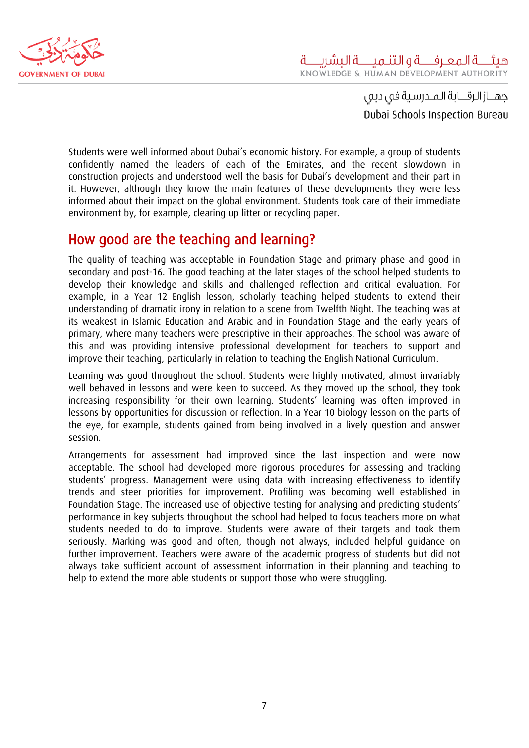Students were well informed about Dubai's economic history. For example, a group of students confidently named the leaders of each of the Emirates, and the recent slowdown in construction projects and understood well the basis for Dubai's development and their part in it. However, although they know the main features of these developments they were less informed about their impact on the global environment. Students took care of their immediate environment by, for example, clearing up litter or recycling paper.

## How good are the teaching and learning?

The quality of teaching was acceptable in Foundation Stage and primary phase and good in secondary and post-16. The good teaching at the later stages of the school helped students to develop their knowledge and skills and challenged reflection and critical evaluation. For example, in a Year 12 English lesson, scholarly teaching helped students to extend their understanding of dramatic irony in relation to a scene from Twelfth Night. The teaching was at its weakest in Islamic Education and Arabic and in Foundation Stage and the early years of primary, where many teachers were prescriptive in their approaches. The school was aware of this and was providing intensive professional development for teachers to support and improve their teaching, particularly in relation to teaching the English National Curriculum.

Learning was good throughout the school. Students were highly motivated, almost invariably well behaved in lessons and were keen to succeed. As they moved up the school, they took increasing responsibility for their own learning. Students' learning was often improved in lessons by opportunities for discussion or reflection. In a Year 10 biology lesson on the parts of the eye, for example, students gained from being involved in a lively question and answer session.

Arrangements for assessment had improved since the last inspection and were now acceptable. The school had developed more rigorous procedures for assessing and tracking students' progress. Management were using data with increasing effectiveness to identify trends and steer priorities for improvement. Profiling was becoming well established in Foundation Stage. The increased use of objective testing for analysing and predicting students' performance in key subjects throughout the school had helped to focus teachers more on what students needed to do to improve. Students were aware of their targets and took them seriously. Marking was good and often, though not always, included helpful guidance on further improvement. Teachers were aware of the academic progress of students but did not always take sufficient account of assessment information in their planning and teaching to help to extend the more able students or support those who were struggling.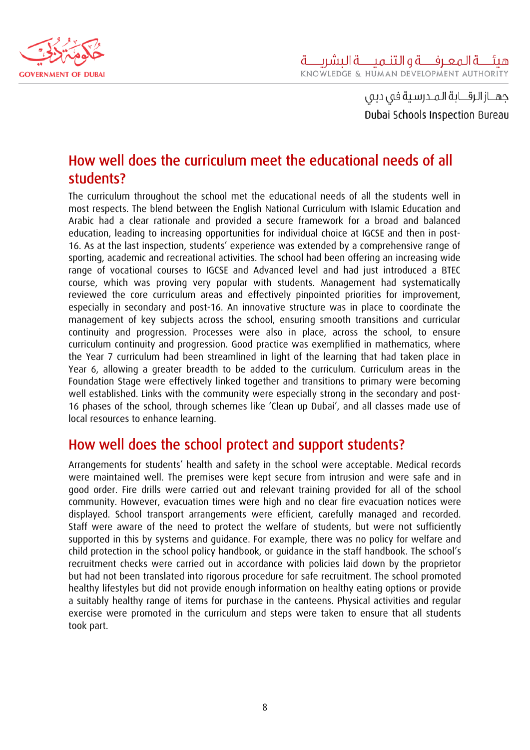## How well does the curriculum meet the educational needs of all students?

The curriculum throughout the school met the educational needs of all the students well in most respects. The blend between the English National Curriculum with Islamic Education and Arabic had a clear rationale and provided a secure framework for a broad and balanced education, leading to increasing opportunities for individual choice at IGCSE and then in post-16. As at the last inspection, students' experience was extended by a comprehensive range of sporting, academic and recreational activities. The school had been offering an increasing wide range of vocational courses to IGCSE and Advanced level and had just introduced a BTEC course, which was proving very popular with students. Management had systematically reviewed the core curriculum areas and effectively pinpointed priorities for improvement, especially in secondary and post-16. An innovative structure was in place to coordinate the management of key subjects across the school, ensuring smooth transitions and curricular continuity and progression. Processes were also in place, across the school, to ensure curriculum continuity and progression. Good practice was exemplified in mathematics, where the Year 7 curriculum had been streamlined in light of the learning that had taken place in Year 6, allowing a greater breadth to be added to the curriculum. Curriculum areas in the Foundation Stage were effectively linked together and transitions to primary were becoming well established. Links with the community were especially strong in the secondary and post-16 phases of the school, through schemes like 'Clean up Dubai', and all classes made use of local resources to enhance learning.

## How well does the school protect and support students?

Arrangements for students' health and safety in the school were acceptable. Medical records were maintained well. The premises were kept secure from intrusion and were safe and in good order. Fire drills were carried out and relevant training provided for all of the school community. However, evacuation times were high and no clear fire evacuation notices were displayed. School transport arrangements were efficient, carefully managed and recorded. Staff were aware of the need to protect the welfare of students, but were not sufficiently supported in this by systems and guidance. For example, there was no policy for welfare and child protection in the school policy handbook, or guidance in the staff handbook. The school's recruitment checks were carried out in accordance with policies laid down by the proprietor but had not been translated into rigorous procedure for safe recruitment. The school promoted healthy lifestyles but did not provide enough information on healthy eating options or provide a suitably healthy range of items for purchase in the canteens. Physical activities and regular exercise were promoted in the curriculum and steps were taken to ensure that all students took part.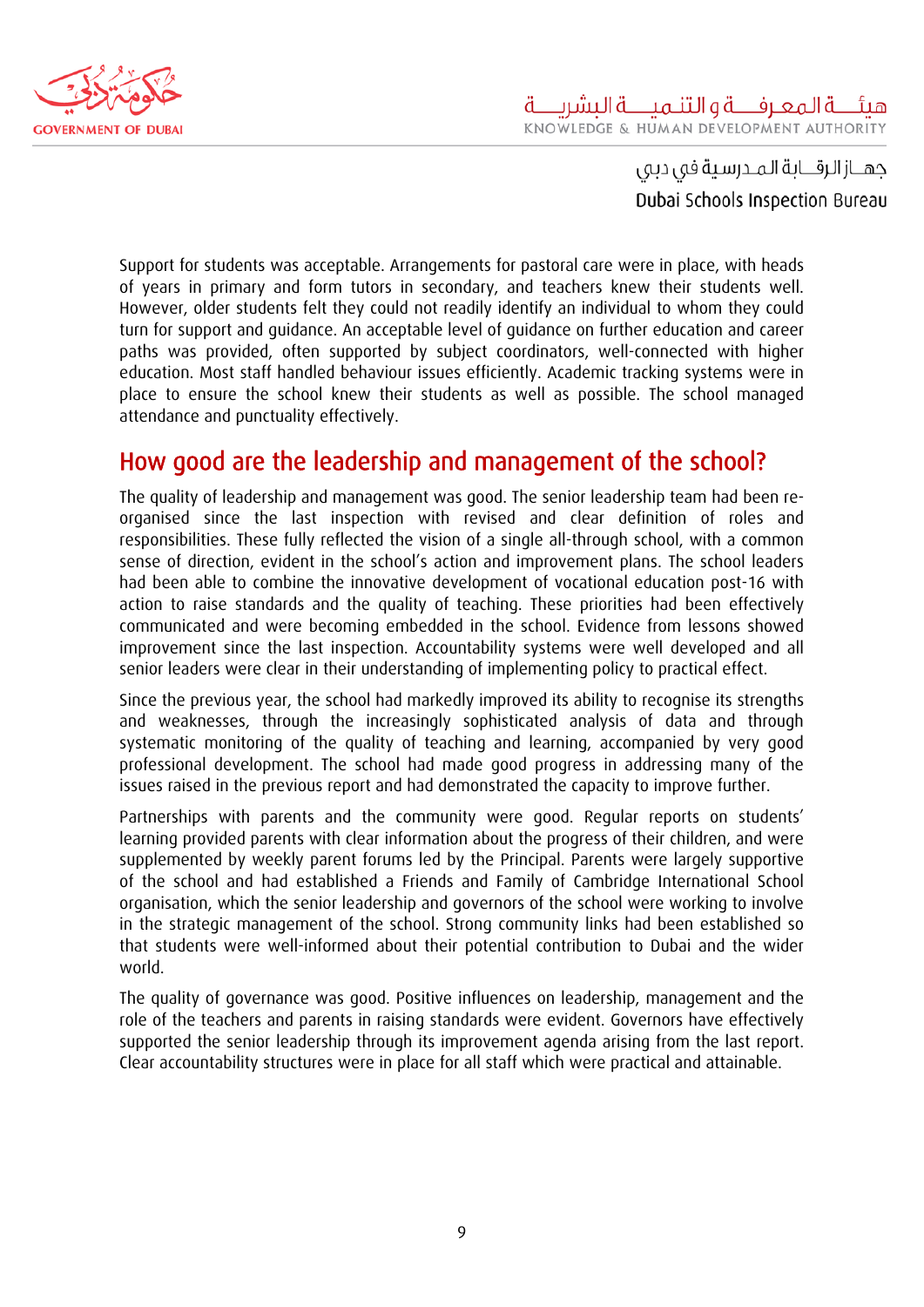Support for students was acceptable. Arrangements for pastoral care were in place, with heads of years in primary and form tutors in secondary, and teachers knew their students well. However, older students felt they could not readily identify an individual to whom they could turn for support and guidance. An acceptable level of guidance on further education and career paths was provided, often supported by subject coordinators, well-connected with higher education. Most staff handled behaviour issues efficiently. Academic tracking systems were in place to ensure the school knew their students as well as possible. The school managed attendance and punctuality effectively.

## How good are the leadership and management of the school?

The quality of leadership and management was good. The senior leadership team had been re-organised since the last inspection with revised and clear definition of roles and responsibilities. These fully reflected the vision of a single all-through school, with a common sense of direction, evident in the school's action and improvement plans. The school leaders had been able to combine the innovative development of vocational education post-16 with action to raise standards and the quality of teaching. These priorities had been effectively communicated and were becoming embedded in the school. Evidence from lessons showed improvement since the last inspection. Accountability systems were well developed and all senior leaders were clear in their understanding of implementing policy to practical effect.

Since the previous year, the school had markedly improved its ability to recognise its strengths and weaknesses, through the increasingly sophisticated analysis of data and through systematic monitoring of the quality of teaching and learning, accompanied by very good professional development. The school had made good progress in addressing many of the issues raised in the previous report and had demonstrated the capacity to improve further.

Partnerships with parents and the community were good. Regular reports on students' learning provided parents with clear information about the progress of their children, and were supplemented by weekly parent forums led by the Principal. Parents were largely supportive of the school and had established a Friends and Family of Cambridge International School organisation, which the senior leadership and governors of the school were working to involve in the strategic management of the school. Strong community links had been established so that students were well-informed about their potential contribution to Dubai and the wider world.

The quality of governance was good. Positive influences on leadership, management and the role of the teachers and parents in raising standards were evident. Governors have effectively supported the senior leadership through its improvement agenda arising from the last report. Clear accountability structures were in place for all staff which were practical and attainable.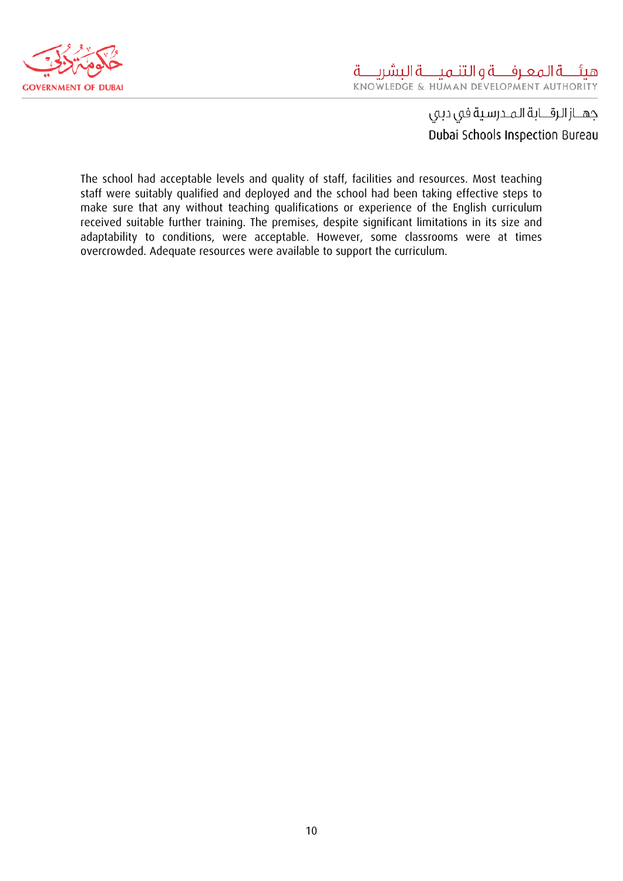The school had acceptable levels and quality of staff, facilities and resources. Most teaching staff were suitably qualified and deployed and the school had been taking effective steps to make sure that any without teaching qualifications or experience of the English curriculum received suitable further training. The premises, despite significant limitations in its size and adaptability to conditions, were acceptable. However, some classrooms were at times overcrowded. Adequate resources were available to support the curriculum.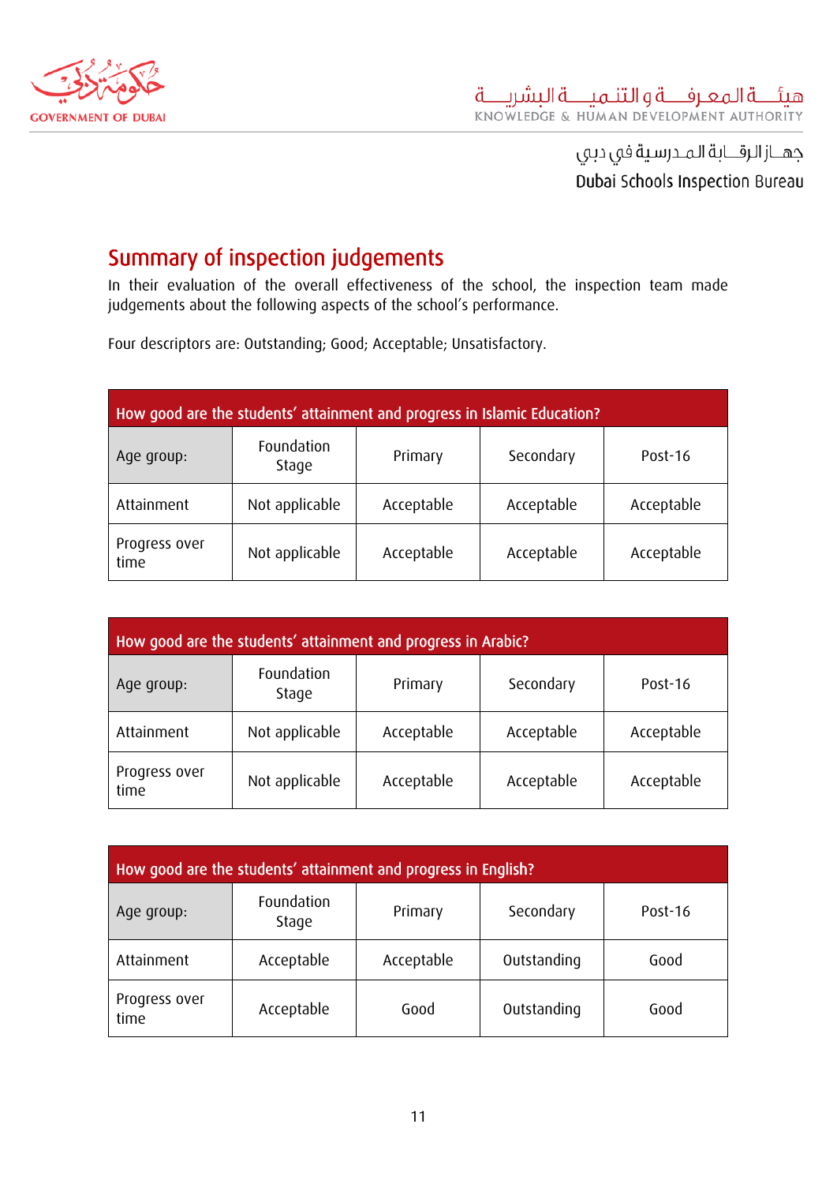## Summary of inspection judgements

In their evaluation of the overall effectiveness of the school, the inspection team made judgements about the following aspects of the school's performance.

Four descriptors are: Outstanding; Good; Acceptable; Unsatisfactory.

| How good are the students' attainment and progress in Islamic Education? | | | | |
|---|---|---|---|---|
| Age group: | Foundation Stage | Primary | Secondary | Post-16 |
| Attainment | Not applicable | Acceptable | Acceptable | Acceptable |
| Progress over time | Not applicable | Acceptable | Acceptable | Acceptable |

| How good are the students' attainment and progress in Arabic? | | | | |
|---|---|---|---|---|
| Age group: | Foundation Stage | Primary | Secondary | Post-16 |
| Attainment | Not applicable | Acceptable | Acceptable | Acceptable |
| Progress over time | Not applicable | Acceptable | Acceptable | Acceptable |

| How good are the students' attainment and progress in English? | | | | |
|---|---|---|---|---|
| Age group: | Foundation Stage | Primary | Secondary | Post-16 |
| Attainment | Acceptable | Acceptable | Outstanding | Good |
| Progress over time | Acceptable | Good | Outstanding | Good |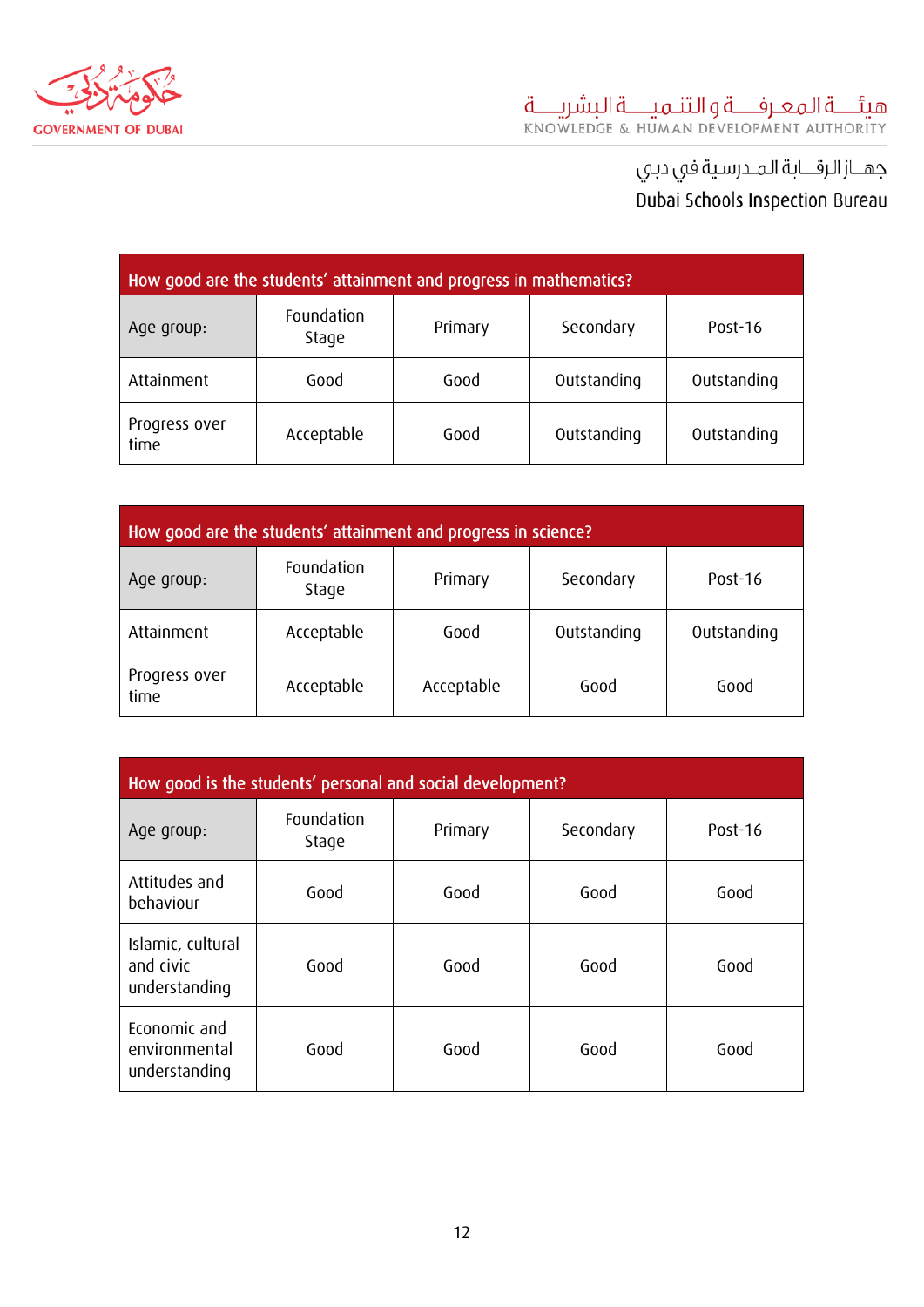| How good are the students' attainment and progress in mathematics? | | | | |
|---|---|---|---|---|
| Age group: | Foundation Stage | Primary | Secondary | Post-16 |
| Attainment | Good | Good | Outstanding | Outstanding |
| Progress over time | Acceptable | Good | Outstanding | Outstanding |

| How good are the students' attainment and progress in science? | | | | |
|---|---|---|---|---|
| Age group: | Foundation Stage | Primary | Secondary | Post-16 |
| Attainment | Acceptable | Good | Outstanding | Outstanding |
| Progress over time | Acceptable | Acceptable | Good | Good |

| How good is the students' personal and social development? | | | | |
|---|---|---|---|---|
| Age group: | Foundation Stage | Primary | Secondary | Post-16 |
| Attitudes and behaviour | Good | Good | Good | Good |
| Islamic, cultural and civic understanding | Good | Good | Good | Good |
| Economic and environmental understanding | Good | Good | Good | Good |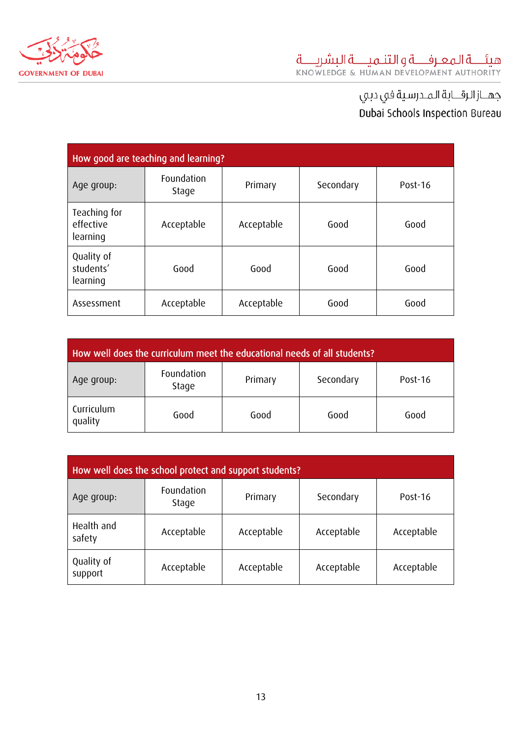| How good are teaching and learning? | | | | |
|---|---|---|---|---|
| Age group: | Foundation Stage | Primary | Secondary | Post-16 |
| Teaching for effective learning | Acceptable | Acceptable | Good | Good |
| Quality of students' learning | Good | Good | Good | Good |
| Assessment | Acceptable | Acceptable | Good | Good |

| How well does the curriculum meet the educational needs of all students? | | | | |
|---|---|---|---|---|
| Age group: | Foundation Stage | Primary | Secondary | Post-16 |
| Curriculum quality | Good | Good | Good | Good |

| How well does the school protect and support students? | | | | |
|---|---|---|---|---|
| Age group: | Foundation Stage | Primary | Secondary | Post-16 |
| Health and safety | Acceptable | Acceptable | Acceptable | Acceptable |
| Quality of support | Acceptable | Acceptable | Acceptable | Acceptable |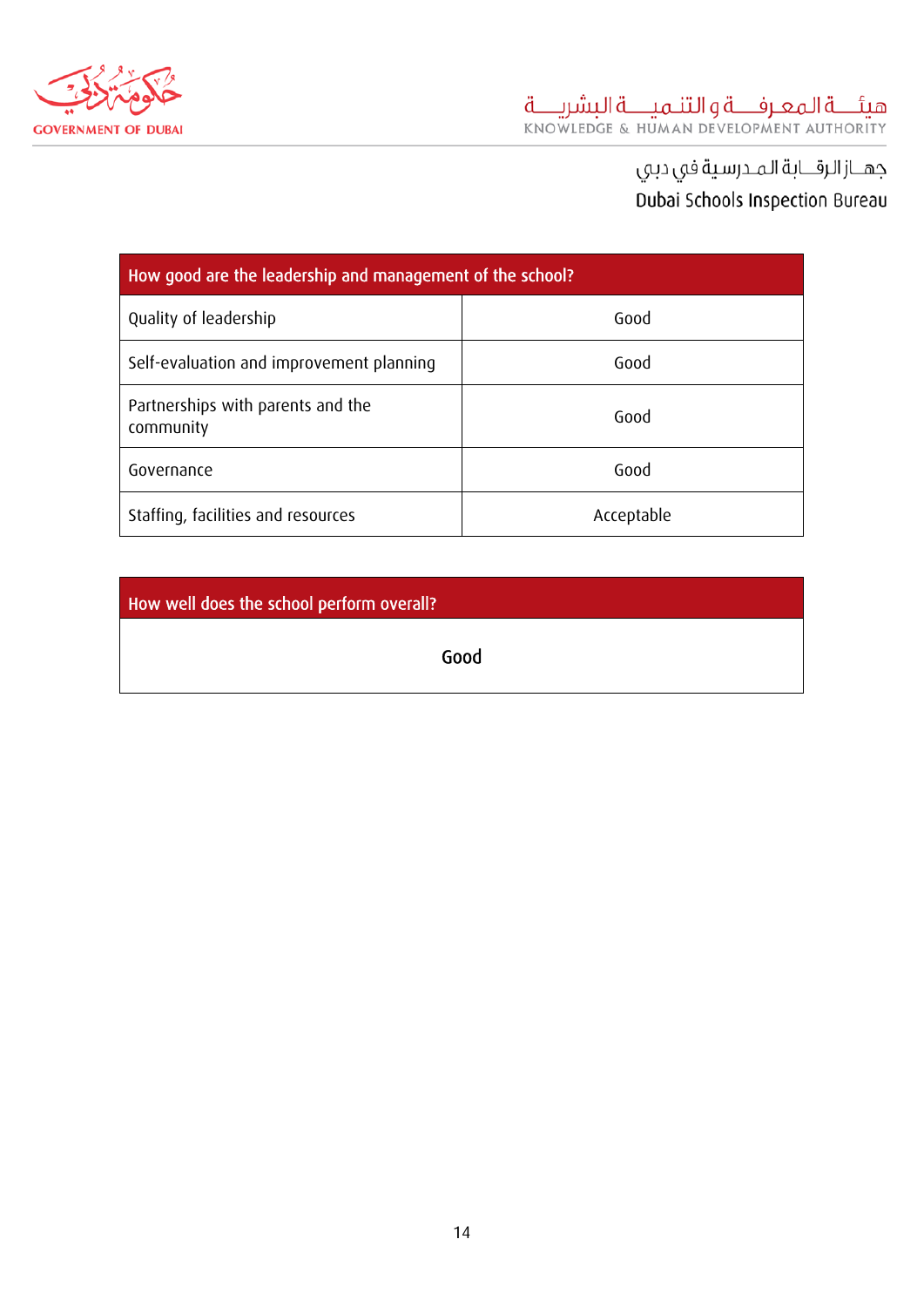| How good are the leadership and management of the school? | |
|---|---|
| Quality of leadership | Good |
| Self-evaluation and improvement planning | Good |
| Partnerships with parents and the community | Good |
| Governance | Good |
| Staffing, facilities and resources | Acceptable |

| How well does the school perform overall? |
|---|
| Good |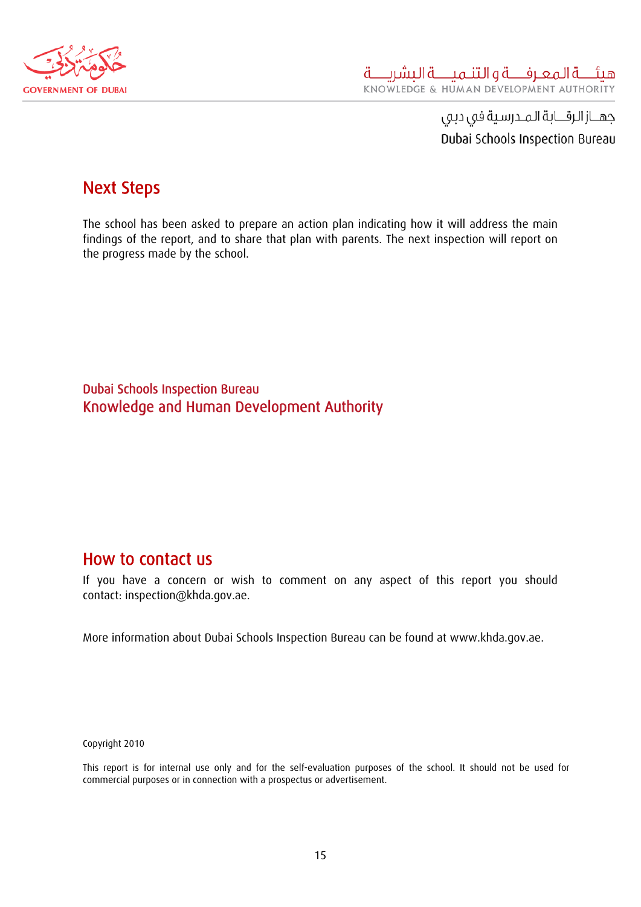## Next Steps

The school has been asked to prepare an action plan indicating how it will address the main findings of the report, and to share that plan with parents. The next inspection will report on the progress made by the school.

Dubai Schools Inspection Bureau
Knowledge and Human Development Authority

## How to contact us

If you have a concern or wish to comment on any aspect of this report you should contact: inspection@khda.gov.ae.

More information about Dubai Schools Inspection Bureau can be found at www.khda.gov.ae.

Copyright 2010

This report is for internal use only and for the self-evaluation purposes of the school. It should not be used for commercial purposes or in connection with a prospectus or advertisement.